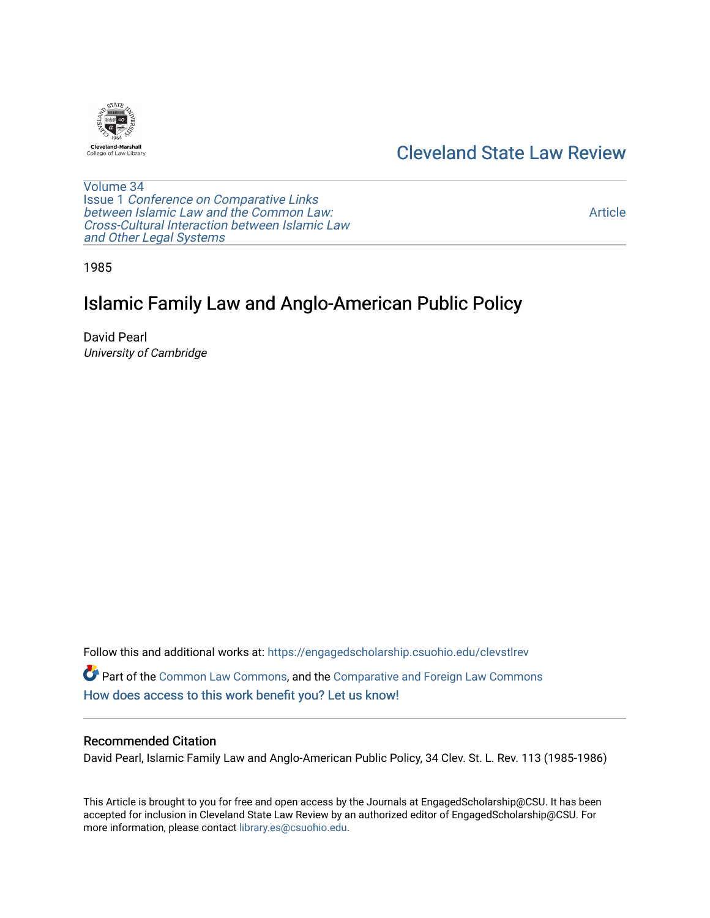Cleveland-Marshall
College of Law Library

# Cleveland State Law Review

Volume 34
Issue 1 *Conference on Comparative Links between Islamic Law and the Common Law: Cross-Cultural Interaction between Islamic Law and Other Legal Systems*

Article

1985

# Islamic Family Law and Anglo-American Public Policy

David Pearl
*University of Cambridge*

Follow this and additional works at: https://engagedscholarship.csuohio.edu/clevstlrev

Part of the Common Law Commons, and the Comparative and Foreign Law Commons
How does access to this work benefit you? Let us know!

## Recommended Citation

David Pearl, Islamic Family Law and Anglo-American Public Policy, 34 Clev. St. L. Rev. 113 (1985-1986)

This Article is brought to you for free and open access by the Journals at EngagedScholarship@CSU. It has been accepted for inclusion in Cleveland State Law Review by an authorized editor of EngagedScholarship@CSU. For more information, please contact library.es@csuohio.edu.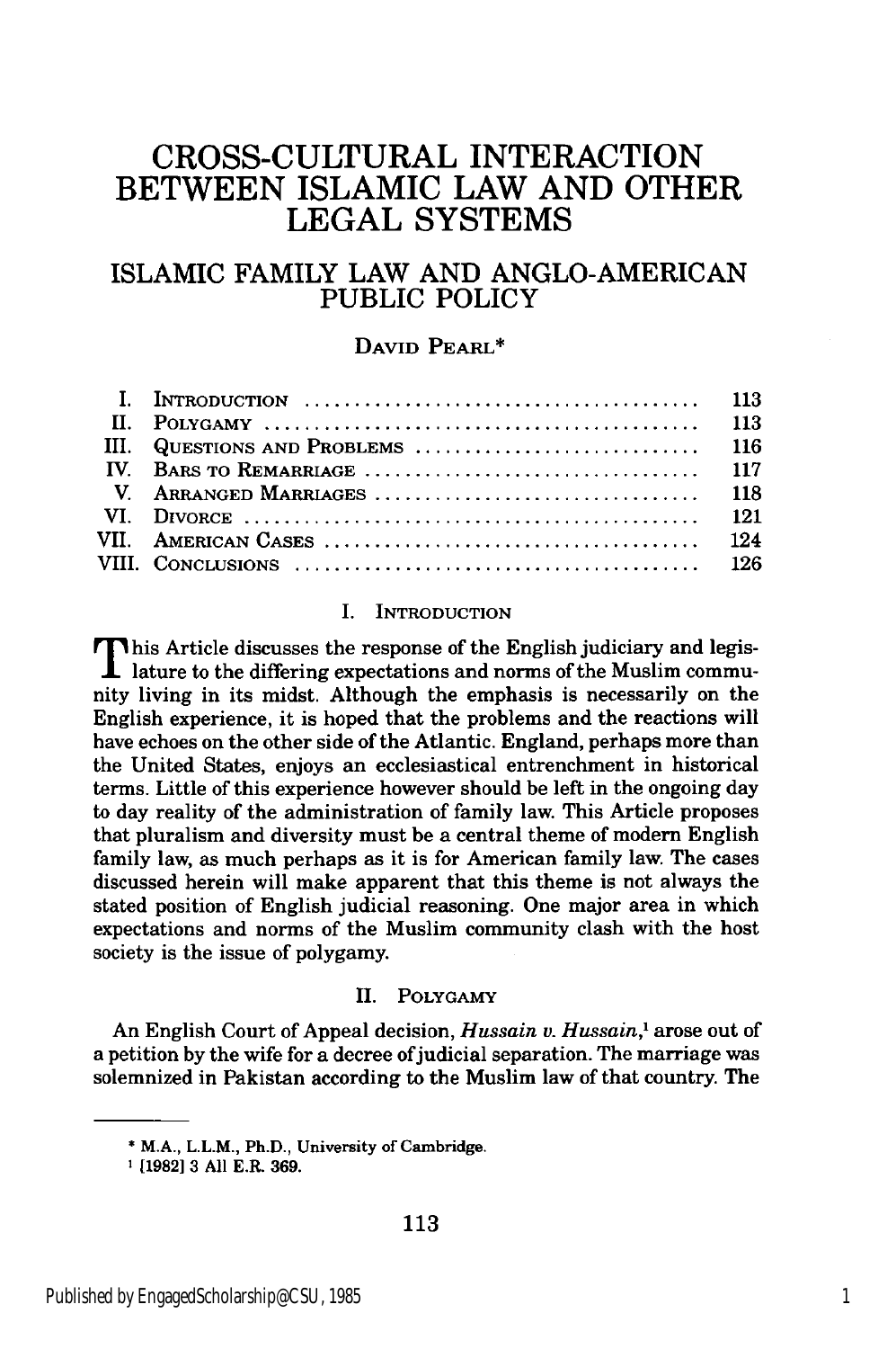# CROSS-CULTURAL INTERACTION BETWEEN ISLAMIC LAW AND OTHER LEGAL SYSTEMS

## ISLAMIC FAMILY LAW AND ANGLO-AMERICAN PUBLIC POLICY

DAVID PEARL*

| | | |
|---|---|---|
| I. | INTRODUCTION | 113 |
| II. | POLYGAMY | 113 |
| III. | QUESTIONS AND PROBLEMS | 116 |
| IV. | BARS TO REMARRIAGE | 117 |
| V. | ARRANGED MARRIAGES | 118 |
| VI. | DIVORCE | 121 |
| VII. | AMERICAN CASES | 124 |
| VIII. | CONCLUSIONS | 126 |

### I. INTRODUCTION

This Article discusses the response of the English judiciary and legislature to the differing expectations and norms of the Muslim community living in its midst. Although the emphasis is necessarily on the English experience, it is hoped that the problems and the reactions will have echoes on the other side of the Atlantic. England, perhaps more than the United States, enjoys an ecclesiastical entrenchment in historical terms. Little of this experience however should be left in the ongoing day to day reality of the administration of family law. This Article proposes that pluralism and diversity must be a central theme of modern English family law, as much perhaps as it is for American family law. The cases discussed herein will make apparent that this theme is not always the stated position of English judicial reasoning. One major area in which expectations and norms of the Muslim community clash with the host society is the issue of polygamy.

### II. POLYGAMY

An English Court of Appeal decision, *Hussain v. Hussain*,[1] arose out of a petition by the wife for a decree of judicial separation. The marriage was solemnized in Pakistan according to the Muslim law of that country. The

---

\* M.A., L.L.M., Ph.D., University of Cambridge.

[1] [1982] 3 All E.R. 369.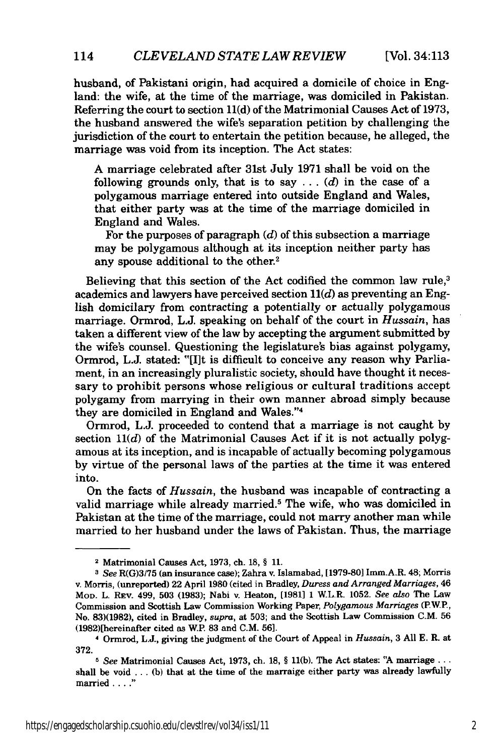husband, of Pakistani origin, had acquired a domicile of choice in England: the wife, at the time of the marriage, was domiciled in Pakistan. Referring the court to section 11(d) of the Matrimonial Causes Act of 1973, the husband answered the wife's separation petition by challenging the jurisdiction of the court to entertain the petition because, he alleged, the marriage was void from its inception. The Act states:

> A marriage celebrated after 31st July 1971 shall be void on the following grounds only, that is to say . . . (*d*) in the case of a polygamous marriage entered into outside England and Wales, that either party was at the time of the marriage domiciled in England and Wales.
>
> For the purposes of paragraph (*d*) of this subsection a marriage may be polygamous although at its inception neither party has any spouse additional to the other.[2]

Believing that this section of the Act codified the common law rule,[3] academics and lawyers have perceived section 11(*d*) as preventing an English domiciliary from contracting a potentially or actually polygamous marriage. Ormrod, L.J. speaking on behalf of the court in *Hussain*, has taken a different view of the law by accepting the argument submitted by the wife's counsel. Questioning the legislature's bias against polygamy, Ormrod, L.J. stated: "[I]t is difficult to conceive any reason why Parliament, in an increasingly pluralistic society, should have thought it necessary to prohibit persons whose religious or cultural traditions accept polygamy from marrying in their own manner abroad simply because they are domiciled in England and Wales."[4]

Ormrod, L.J. proceeded to contend that a marriage is not caught by section 11(*d*) of the Matrimonial Causes Act if it is not actually polygamous at its inception, and is incapable of actually becoming polygamous by virtue of the personal laws of the parties at the time it was entered into.

On the facts of *Hussain*, the husband was incapable of contracting a valid marriage while already married.[5] The wife, who was domiciled in Pakistan at the time of the marriage, could not marry another man while married to her husband under the laws of Pakistan. Thus, the marriage

---

[2] Matrimonial Causes Act, 1973, ch. 18, § 11.

[3] *See* R(G)3/75 (an insurance case); Zahra v. Islamabad, [1979-80] Imm.A.R. 48; Morris v. Morris, (unreported) 22 April 1980 (cited in Bradley, *Duress and Arranged Marriages*, 46 MOD. L. REV. 499, 503 (1983); Nabi v. Heaton, [1981] 1 W.L.R. 1052. *See also* The Law Commission and Scottish Law Commission Working Paper, *Polygamous Marriages* (P.W.P., No. 83)(1982), cited in Bradley, *supra*, at 503; and the Scottish Law Commission C.M. 56 (1982)[hereinafter cited as W.P. 83 and C.M. 56].

[4] Ormrod, L.J., giving the judgment of the Court of Appeal in *Hussain*, 3 All E. R. at 372.

[5] *See* Matrimonial Causes Act, 1973, ch. 18, § 11(b). The Act states: "A marriage . . . shall be void . . . (b) that at the time of the marraige either party was already lawfully married . . . ."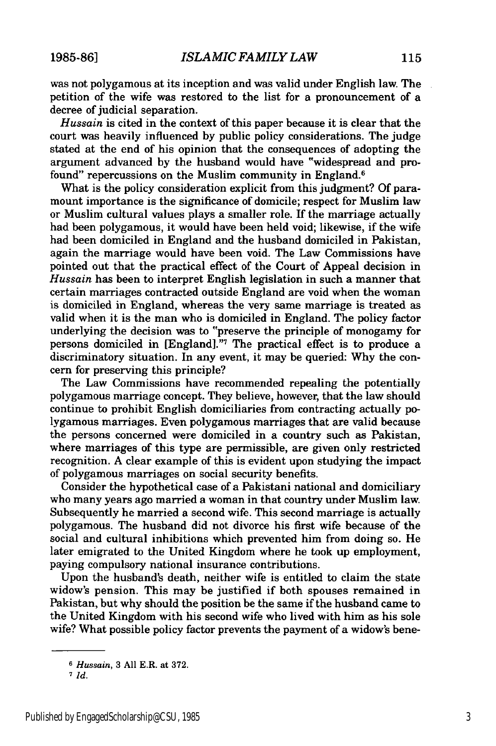was not polygamous at its inception and was valid under English law. The petition of the wife was restored to the list for a pronouncement of a decree of judicial separation.

*Hussain* is cited in the context of this paper because it is clear that the court was heavily influenced by public policy considerations. The judge stated at the end of his opinion that the consequences of adopting the argument advanced by the husband would have "widespread and profound" repercussions on the Muslim community in England.[6]

What is the policy consideration explicit from this judgment? Of paramount importance is the significance of domicile; respect for Muslim law or Muslim cultural values plays a smaller role. If the marriage actually had been polygamous, it would have been held void; likewise, if the wife had been domiciled in England and the husband domiciled in Pakistan, again the marriage would have been void. The Law Commissions have pointed out that the practical effect of the Court of Appeal decision in *Hussain* has been to interpret English legislation in such a manner that certain marriages contracted outside England are void when the woman is domiciled in England, whereas the very same marriage is treated as valid when it is the man who is domiciled in England. The policy factor underlying the decision was to "preserve the principle of monogamy for persons domiciled in [England]."[7] The practical effect is to produce a discriminatory situation. In any event, it may be queried: Why the concern for preserving this principle?

The Law Commissions have recommended repealing the potentially polygamous marriage concept. They believe, however, that the law should continue to prohibit English domiciliaries from contracting actually polygamous marriages. Even polygamous marriages that are valid because the persons concerned were domiciled in a country such as Pakistan, where marriages of this type are permissible, are given only restricted recognition. A clear example of this is evident upon studying the impact of polygamous marriages on social security benefits.

Consider the hypothetical case of a Pakistani national and domiciliary who many years ago married a woman in that country under Muslim law. Subsequently he married a second wife. This second marriage is actually polygamous. The husband did not divorce his first wife because of the social and cultural inhibitions which prevented him from doing so. He later emigrated to the United Kingdom where he took up employment, paying compulsory national insurance contributions.

Upon the husband's death, neither wife is entitled to claim the state widow's pension. This may be justified if both spouses remained in Pakistan, but why should the position be the same if the husband came to the United Kingdom with his second wife who lived with him as his sole wife? What possible policy factor prevents the payment of a widow's bene-

---

[6] *Hussain*, 3 All E.R. at 372.

[7] *Id.*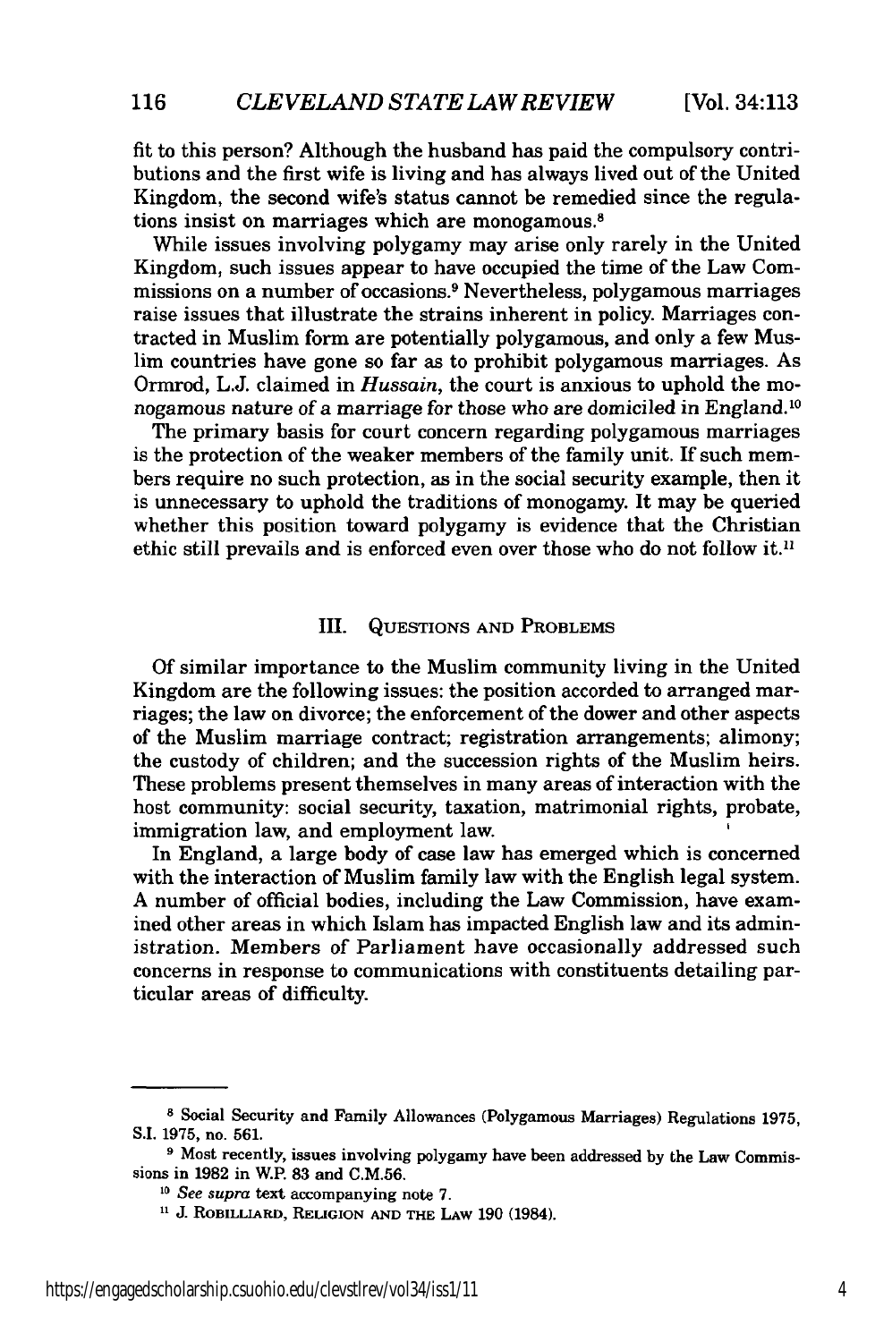fit to this person? Although the husband has paid the compulsory contributions and the first wife is living and has always lived out of the United Kingdom, the second wife's status cannot be remedied since the regulations insist on marriages which are monogamous.[8]

While issues involving polygamy may arise only rarely in the United Kingdom, such issues appear to have occupied the time of the Law Commissions on a number of occasions.[9] Nevertheless, polygamous marriages raise issues that illustrate the strains inherent in policy. Marriages contracted in Muslim form are potentially polygamous, and only a few Muslim countries have gone so far as to prohibit polygamous marriages. As Ormrod, L.J. claimed in *Hussain*, the court is anxious to uphold the monogamous nature of a marriage for those who are domiciled in England.[10]

The primary basis for court concern regarding polygamous marriages is the protection of the weaker members of the family unit. If such members require no such protection, as in the social security example, then it is unnecessary to uphold the traditions of monogamy. It may be queried whether this position toward polygamy is evidence that the Christian ethic still prevails and is enforced even over those who do not follow it.[11]

## III. Questions and Problems

Of similar importance to the Muslim community living in the United Kingdom are the following issues: the position accorded to arranged marriages; the law on divorce; the enforcement of the dower and other aspects of the Muslim marriage contract; registration arrangements; alimony; the custody of children; and the succession rights of the Muslim heirs. These problems present themselves in many areas of interaction with the host community: social security, taxation, matrimonial rights, probate, immigration law, and employment law.

In England, a large body of case law has emerged which is concerned with the interaction of Muslim family law with the English legal system. A number of official bodies, including the Law Commission, have examined other areas in which Islam has impacted English law and its administration. Members of Parliament have occasionally addressed such concerns in response to communications with constituents detailing particular areas of difficulty.

---

[8] Social Security and Family Allowances (Polygamous Marriages) Regulations 1975, S.I. 1975, no. 561.

[9] Most recently, issues involving polygamy have been addressed by the Law Commissions in 1982 in W.P. 83 and C.M.56.

[10] *See supra* text accompanying note 7.

[11] J. Robilliard, Religion and the Law 190 (1984).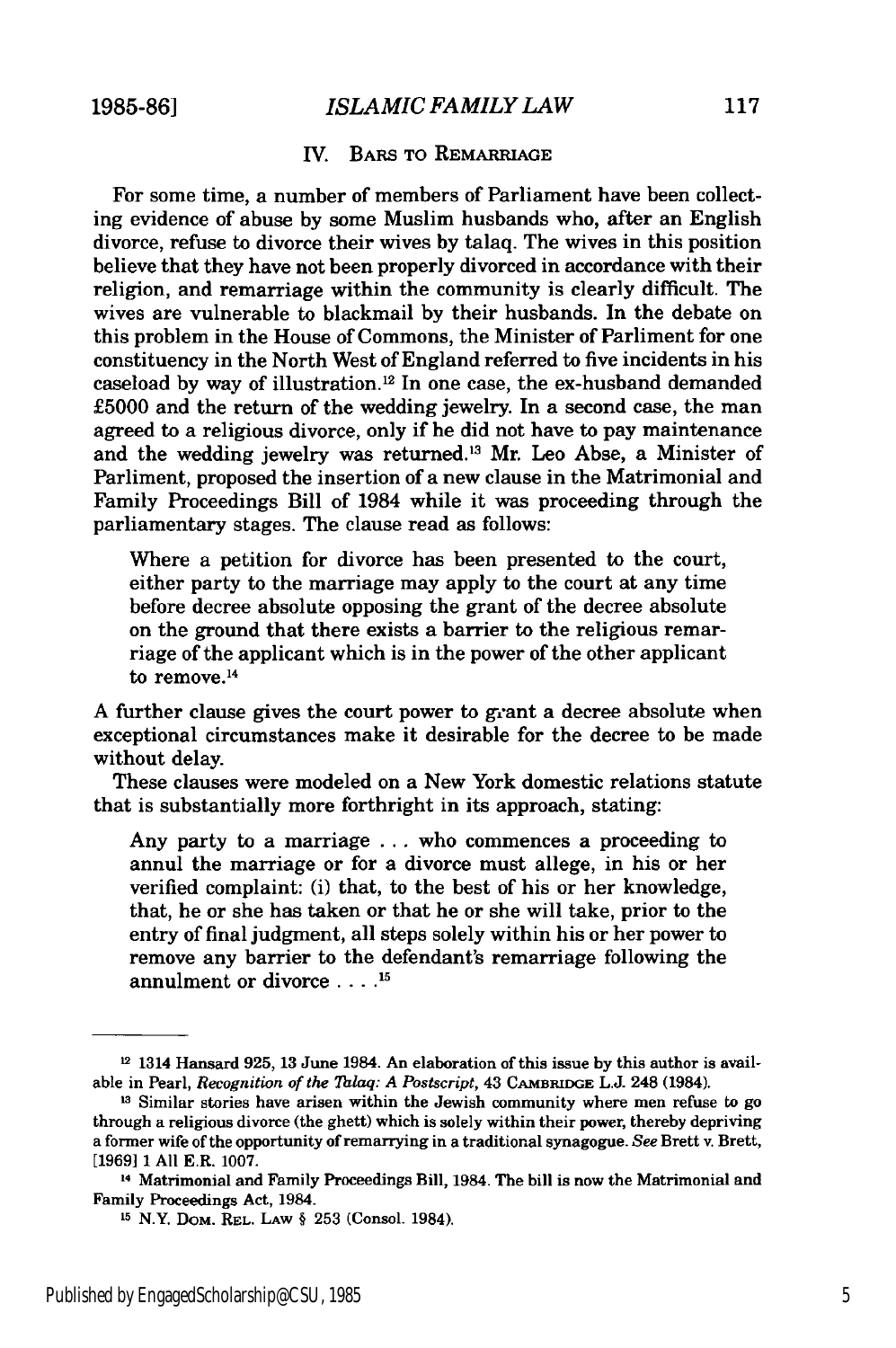## IV. Bars to Remarriage

For some time, a number of members of Parliament have been collecting evidence of abuse by some Muslim husbands who, after an English divorce, refuse to divorce their wives by talaq. The wives in this position believe that they have not been properly divorced in accordance with their religion, and remarriage within the community is clearly difficult. The wives are vulnerable to blackmail by their husbands. In the debate on this problem in the House of Commons, the Minister of Parliment for one constituency in the North West of England referred to five incidents in his caseload by way of illustration.[12] In one case, the ex-husband demanded £5000 and the return of the wedding jewelry. In a second case, the man agreed to a religious divorce, only if he did not have to pay maintenance and the wedding jewelry was returned.[13] Mr. Leo Abse, a Minister of Parliment, proposed the insertion of a new clause in the Matrimonial and Family Proceedings Bill of 1984 while it was proceeding through the parliamentary stages. The clause read as follows:

> Where a petition for divorce has been presented to the court, either party to the marriage may apply to the court at any time before decree absolute opposing the grant of the decree absolute on the ground that there exists a barrier to the religious remarriage of the applicant which is in the power of the other applicant to remove.[14]

A further clause gives the court power to grant a decree absolute when exceptional circumstances make it desirable for the decree to be made without delay.

These clauses were modeled on a New York domestic relations statute that is substantially more forthright in its approach, stating:

> Any party to a marriage . . . who commences a proceeding to annul the marriage or for a divorce must allege, in his or her verified complaint: (i) that, to the best of his or her knowledge, that, he or she has taken or that he or she will take, prior to the entry of final judgment, all steps solely within his or her power to remove any barrier to the defendant's remarriage following the annulment or divorce . . . .[15]

---

[12] 1314 Hansard 925, 13 June 1984. An elaboration of this issue by this author is available in Pearl, *Recognition of the Talaq: A Postscript*, 43 Cambridge L.J. 248 (1984).

[13] Similar stories have arisen within the Jewish community where men refuse to go through a religious divorce (the ghett) which is solely within their power, thereby depriving a former wife of the opportunity of remarrying in a traditional synagogue. *See* Brett v. Brett, [1969] 1 All E.R. 1007.

[14] Matrimonial and Family Proceedings Bill, 1984. The bill is now the Matrimonial and Family Proceedings Act, 1984.

[15] N.Y. Dom. Rel. Law § 253 (Consol. 1984).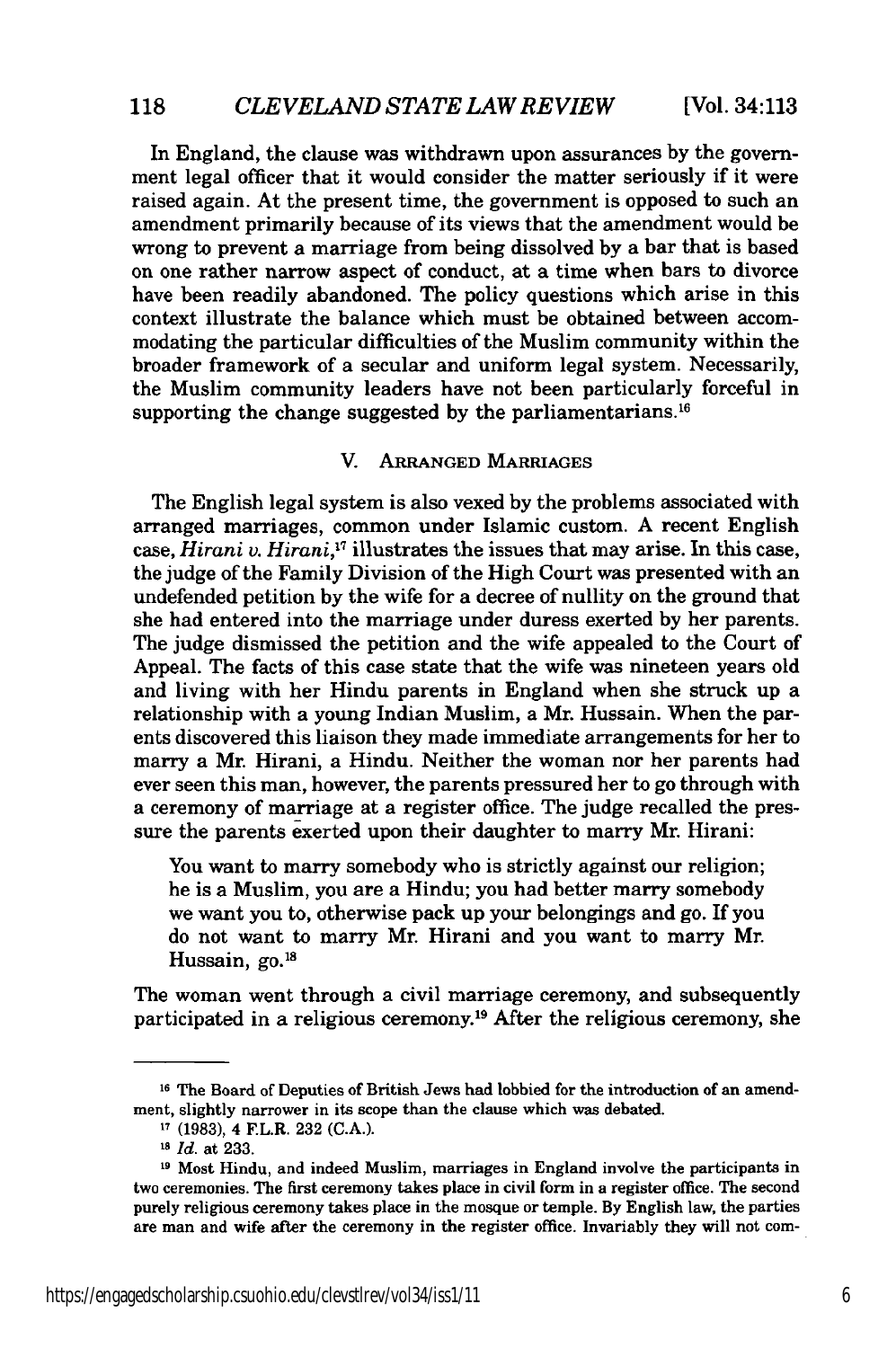In England, the clause was withdrawn upon assurances by the government legal officer that it would consider the matter seriously if it were raised again. At the present time, the government is opposed to such an amendment primarily because of its views that the amendment would be wrong to prevent a marriage from being dissolved by a bar that is based on one rather narrow aspect of conduct, at a time when bars to divorce have been readily abandoned. The policy questions which arise in this context illustrate the balance which must be obtained between accommodating the particular difficulties of the Muslim community within the broader framework of a secular and uniform legal system. Necessarily, the Muslim community leaders have not been particularly forceful in supporting the change suggested by the parliamentarians.[16]

## V. ARRANGED MARRIAGES

The English legal system is also vexed by the problems associated with arranged marriages, common under Islamic custom. A recent English case, *Hirani v. Hirani*,[17] illustrates the issues that may arise. In this case, the judge of the Family Division of the High Court was presented with an undefended petition by the wife for a decree of nullity on the ground that she had entered into the marriage under duress exerted by her parents. The judge dismissed the petition and the wife appealed to the Court of Appeal. The facts of this case state that the wife was nineteen years old and living with her Hindu parents in England when she struck up a relationship with a young Indian Muslim, a Mr. Hussain. When the parents discovered this liaison they made immediate arrangements for her to marry a Mr. Hirani, a Hindu. Neither the woman nor her parents had ever seen this man, however, the parents pressured her to go through with a ceremony of marriage at a register office. The judge recalled the pressure the parents exerted upon their daughter to marry Mr. Hirani:

> You want to marry somebody who is strictly against our religion; he is a Muslim, you are a Hindu; you had better marry somebody we want you to, otherwise pack up your belongings and go. If you do not want to marry Mr. Hirani and you want to marry Mr. Hussain, go.[18]

The woman went through a civil marriage ceremony, and subsequently participated in a religious ceremony.[19] After the religious ceremony, she

---

[16] The Board of Deputies of British Jews had lobbied for the introduction of an amendment, slightly narrower in its scope than the clause which was debated.

[17] (1983), 4 F.L.R. 232 (C.A.).

[18] *Id.* at 233.

[19] Most Hindu, and indeed Muslim, marriages in England involve the participants in two ceremonies. The first ceremony takes place in civil form in a register office. The second purely religious ceremony takes place in the mosque or temple. By English law, the parties are man and wife after the ceremony in the register office. Invariably they will not com-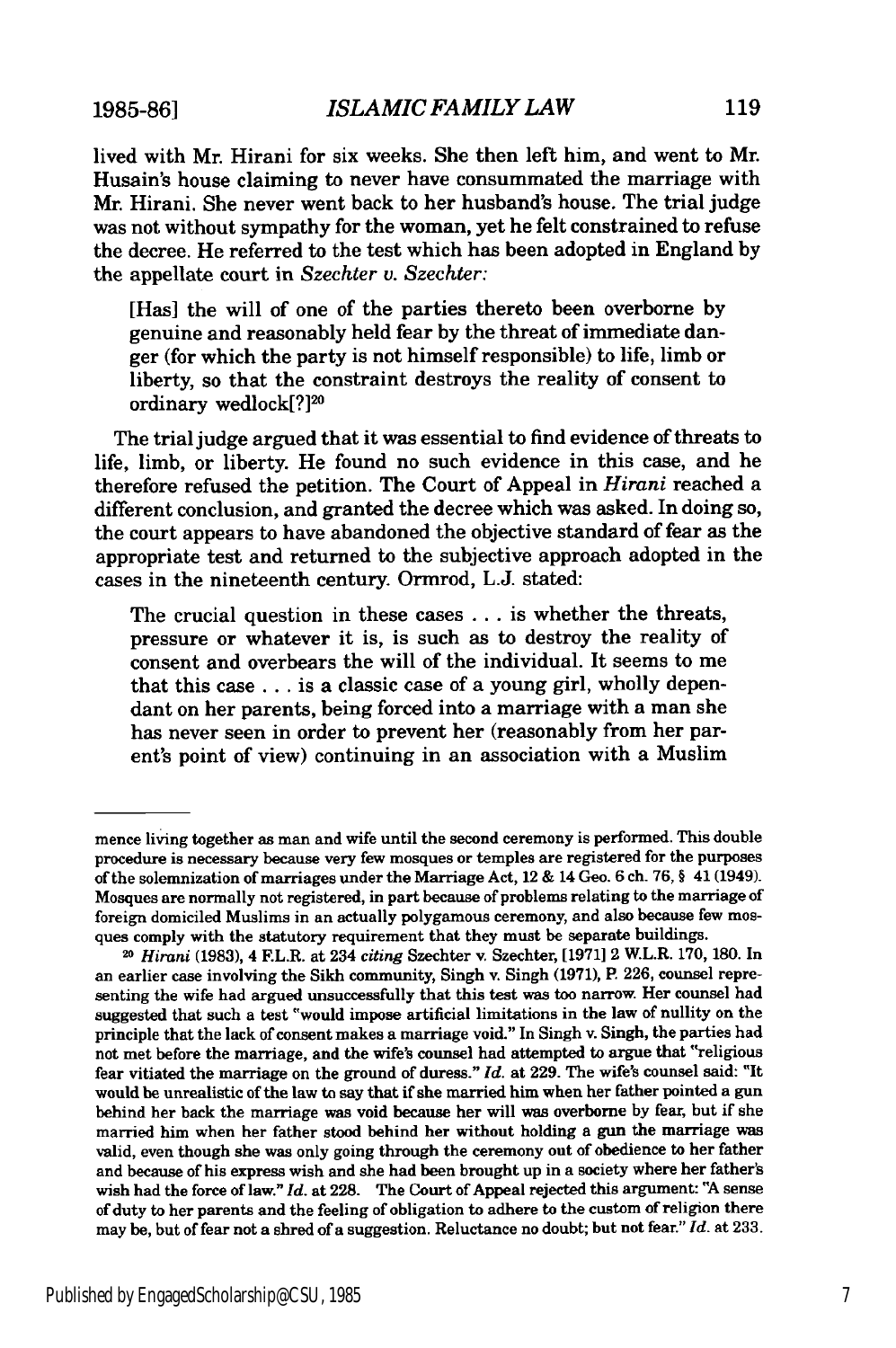lived with Mr. Hirani for six weeks. She then left him, and went to Mr. Husain's house claiming to never have consummated the marriage with Mr. Hirani. She never went back to her husband's house. The trial judge was not without sympathy for the woman, yet he felt constrained to refuse the decree. He referred to the test which has been adopted in England by the appellate court in *Szechter v. Szechter:*

> [Has] the will of one of the parties thereto been overborne by genuine and reasonably held fear by the threat of immediate danger (for which the party is not himself responsible) to life, limb or liberty, so that the constraint destroys the reality of consent to ordinary wedlock[?][20]

The trial judge argued that it was essential to find evidence of threats to life, limb, or liberty. He found no such evidence in this case, and he therefore refused the petition. The Court of Appeal in *Hirani* reached a different conclusion, and granted the decree which was asked. In doing so, the court appears to have abandoned the objective standard of fear as the appropriate test and returned to the subjective approach adopted in the cases in the nineteenth century. Ormrod, L.J. stated:

> The crucial question in these cases . . . is whether the threats, pressure or whatever it is, is such as to destroy the reality of consent and overbears the will of the individual. It seems to me that this case . . . is a classic case of a young girl, wholly dependant on her parents, being forced into a marriage with a man she has never seen in order to prevent her (reasonably from her parent's point of view) continuing in an association with a Muslim

---

mence living together as man and wife until the second ceremony is performed. This double procedure is necessary because very few mosques or temples are registered for the purposes of the solemnization of marriages under the Marriage Act, 12 & 14 Geo. 6 ch. 76, § 41 (1949). Mosques are normally not registered, in part because of problems relating to the marriage of foreign domiciled Muslims in an actually polygamous ceremony, and also because few mosques comply with the statutory requirement that they must be separate buildings.

[20] *Hirani* (1983), 4 F.L.R. at 234 *citing* Szechter v. Szechter, [1971] 2 W.L.R. 170, 180. In an earlier case involving the Sikh community, Singh v. Singh (1971), P. 226, counsel representing the wife had argued unsuccessfully that this test was too narrow. Her counsel had suggested that such a test "would impose artificial limitations in the law of nullity on the principle that the lack of consent makes a marriage void." In Singh v. Singh, the parties had not met before the marriage, and the wife's counsel had attempted to argue that "religious fear vitiated the marriage on the ground of duress." *Id.* at 229. The wife's counsel said: "It would be unrealistic of the law to say that if she married him when her father pointed a gun behind her back the marriage was void because her will was overborne by fear, but if she married him when her father stood behind her without holding a gun the marriage was valid, even though she was only going through the ceremony out of obedience to her father and because of his express wish and she had been brought up in a society where her father's wish had the force of law." *Id.* at 228. The Court of Appeal rejected this argument: "A sense of duty to her parents and the feeling of obligation to adhere to the custom of religion there may be, but of fear not a shred of a suggestion. Reluctance no doubt; but not fear." *Id.* at 233.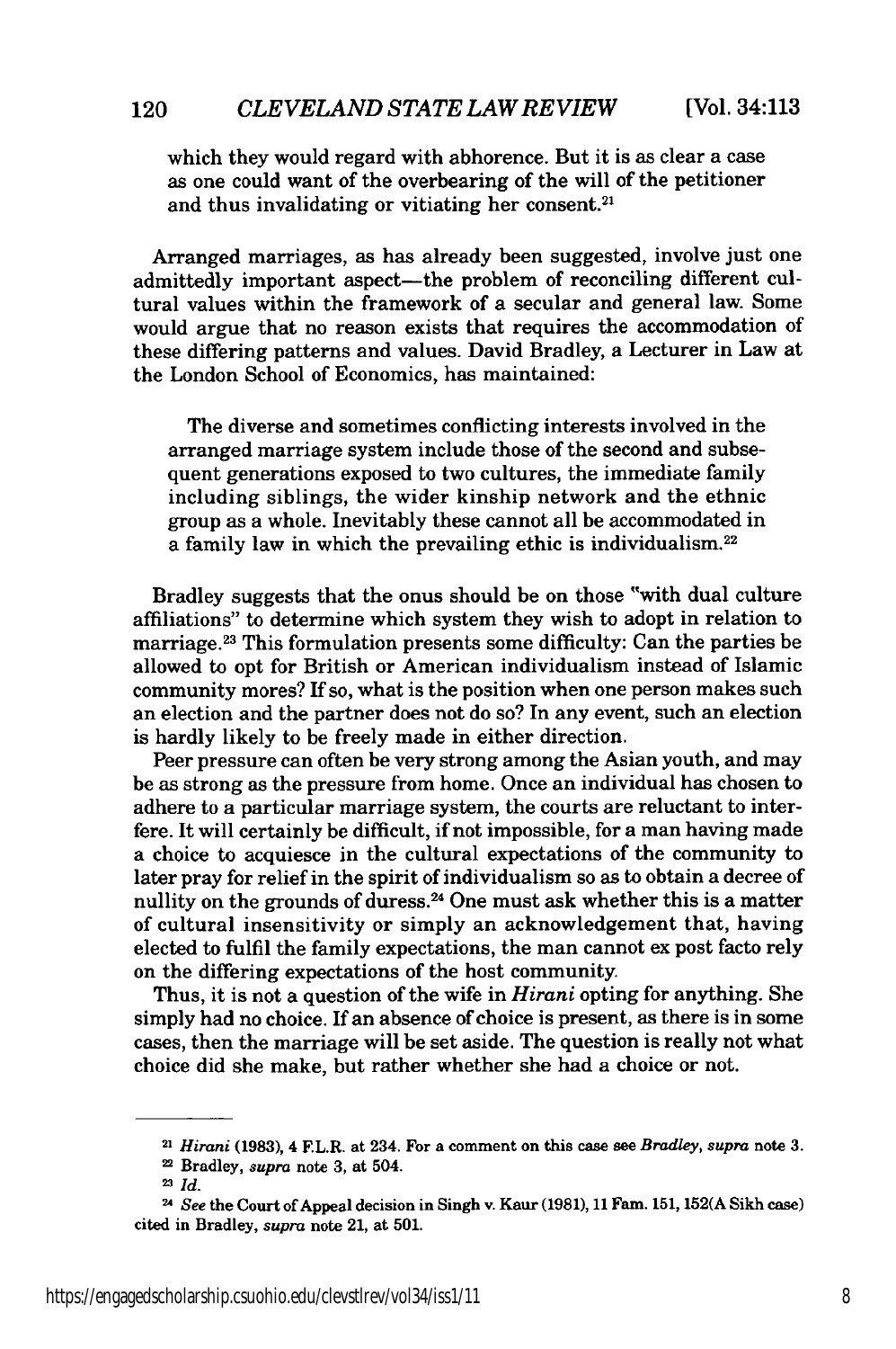which they would regard with abhorence. But it is as clear a case as one could want of the overbearing of the will of the petitioner and thus invalidating or vitiating her consent.[21]

Arranged marriages, as has already been suggested, involve just one admittedly important aspect—the problem of reconciling different cultural values within the framework of a secular and general law. Some would argue that no reason exists that requires the accommodation of these differing patterns and values. David Bradley, a Lecturer in Law at the London School of Economics, has maintained:

> The diverse and sometimes conflicting interests involved in the arranged marriage system include those of the second and subsequent generations exposed to two cultures, the immediate family including siblings, the wider kinship network and the ethnic group as a whole. Inevitably these cannot all be accommodated in a family law in which the prevailing ethic is individualism.[22]

Bradley suggests that the onus should be on those "with dual culture affiliations" to determine which system they wish to adopt in relation to marriage.[23] This formulation presents some difficulty: Can the parties be allowed to opt for British or American individualism instead of Islamic community mores? If so, what is the position when one person makes such an election and the partner does not do so? In any event, such an election is hardly likely to be freely made in either direction.

Peer pressure can often be very strong among the Asian youth, and may be as strong as the pressure from home. Once an individual has chosen to adhere to a particular marriage system, the courts are reluctant to interfere. It will certainly be difficult, if not impossible, for a man having made a choice to acquiesce in the cultural expectations of the community to later pray for relief in the spirit of individualism so as to obtain a decree of nullity on the grounds of duress.[24] One must ask whether this is a matter of cultural insensitivity or simply an acknowledgement that, having elected to fulfil the family expectations, the man cannot ex post facto rely on the differing expectations of the host community.

Thus, it is not a question of the wife in *Hirani* opting for anything. She simply had no choice. If an absence of choice is present, as there is in some cases, then the marriage will be set aside. The question is really not what choice did she make, but rather whether she had a choice or not.

---

[21] *Hirani* (1983), 4 F.L.R. at 234. For a comment on this case see *Bradley, supra* note 3.

[22] Bradley, *supra* note 3, at 504.

[23] *Id.*

[24] *See* the Court of Appeal decision in Singh v. Kaur (1981), 11 Fam. 151, 152(A Sikh case) cited in Bradley, *supra* note 21, at 501.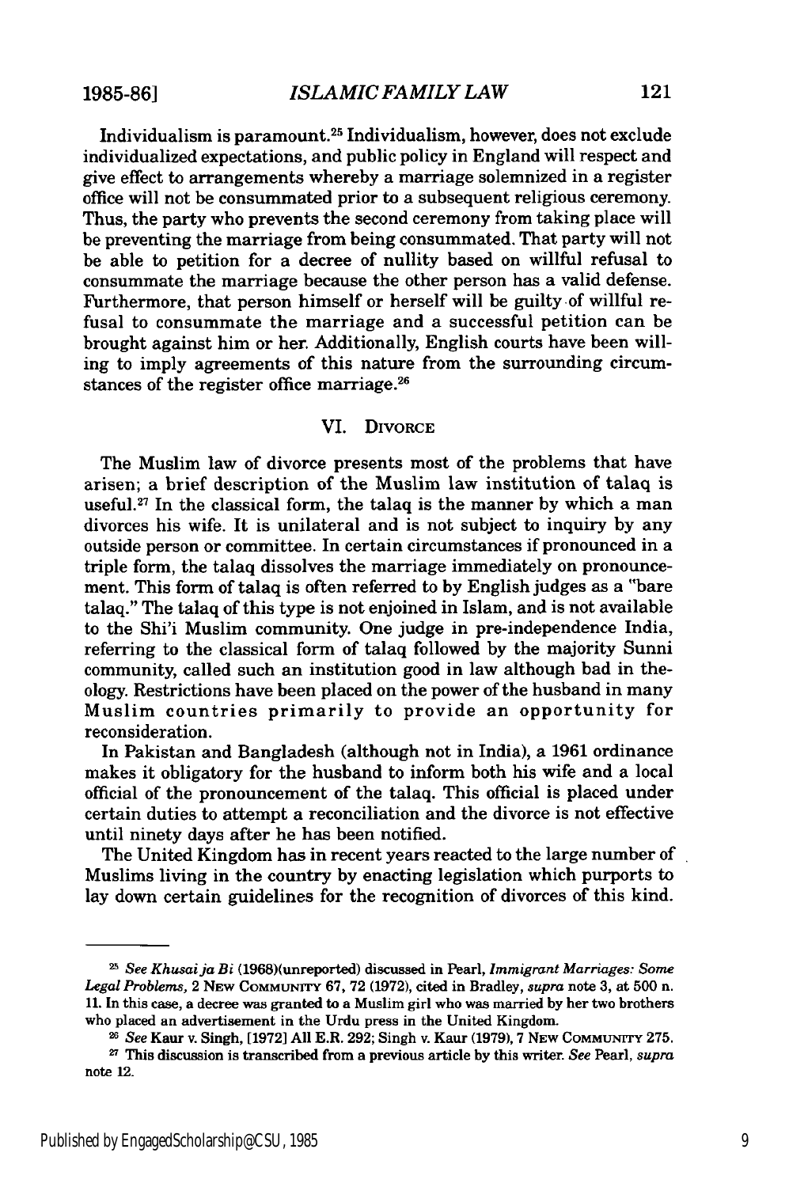Individualism is paramount.[25] Individualism, however, does not exclude individualized expectations, and public policy in England will respect and give effect to arrangements whereby a marriage solemnized in a register office will not be consummated prior to a subsequent religious ceremony. Thus, the party who prevents the second ceremony from taking place will be preventing the marriage from being consummated. That party will not be able to petition for a decree of nullity based on willful refusal to consummate the marriage because the other person has a valid defense. Furthermore, that person himself or herself will be guilty of willful refusal to consummate the marriage and a successful petition can be brought against him or her. Additionally, English courts have been willing to imply agreements of this nature from the surrounding circumstances of the register office marriage.[26]

## VI. Divorce

The Muslim law of divorce presents most of the problems that have arisen; a brief description of the Muslim law institution of talaq is useful.[27] In the classical form, the talaq is the manner by which a man divorces his wife. It is unilateral and is not subject to inquiry by any outside person or committee. In certain circumstances if pronounced in a triple form, the talaq dissolves the marriage immediately on pronouncement. This form of talaq is often referred to by English judges as a "bare talaq." The talaq of this type is not enjoined in Islam, and is not available to the Shi'i Muslim community. One judge in pre-independence India, referring to the classical form of talaq followed by the majority Sunni community, called such an institution good in law although bad in theology. Restrictions have been placed on the power of the husband in many Muslim countries primarily to provide an opportunity for reconsideration.

In Pakistan and Bangladesh (although not in India), a 1961 ordinance makes it obligatory for the husband to inform both his wife and a local official of the pronouncement of the talaq. This official is placed under certain duties to attempt a reconciliation and the divorce is not effective until ninety days after he has been notified.

The United Kingdom has in recent years reacted to the large number of Muslims living in the country by enacting legislation which purports to lay down certain guidelines for the recognition of divorces of this kind.

---

[25] *See Khusaija Bi* (1968)(unreported) discussed in Pearl, *Immigrant Marriages: Some Legal Problems*, 2 New Community 67, 72 (1972), cited in Bradley, *supra* note 3, at 500 n. 11. In this case, a decree was granted to a Muslim girl who was married by her two brothers who placed an advertisement in the Urdu press in the United Kingdom.

[26] *See* Kaur v. Singh, [1972] All E.R. 292; Singh v. Kaur (1979), 7 New Community 275.

[27] This discussion is transcribed from a previous article by this writer. *See* Pearl, *supra* note 12.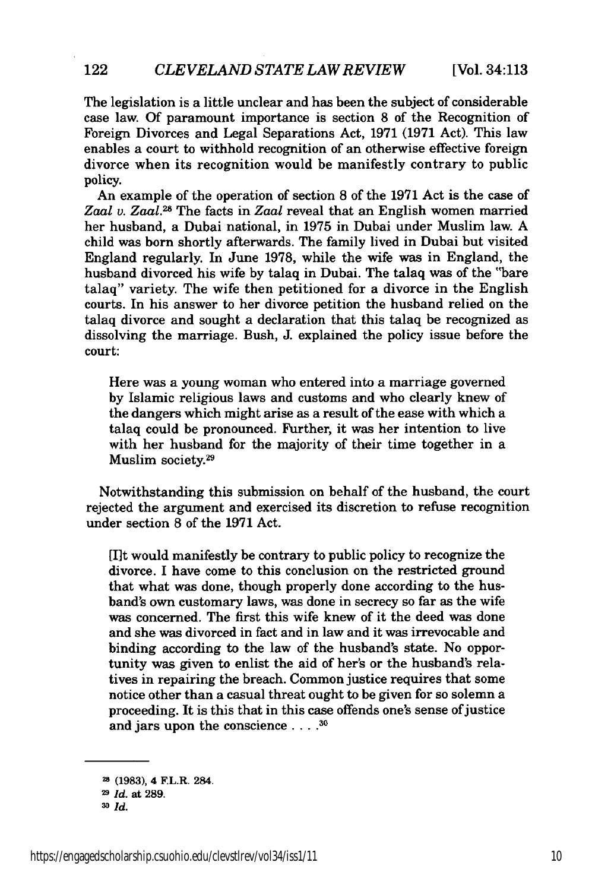The legislation is a little unclear and has been the subject of considerable case law. Of paramount importance is section 8 of the Recognition of Foreign Divorces and Legal Separations Act, 1971 (1971 Act). This law enables a court to withhold recognition of an otherwise effective foreign divorce when its recognition would be manifestly contrary to public policy.

An example of the operation of section 8 of the 1971 Act is the case of *Zaal v. Zaal*.[28] The facts in *Zaal* reveal that an English women married her husband, a Dubai national, in 1975 in Dubai under Muslim law. A child was born shortly afterwards. The family lived in Dubai but visited England regularly. In June 1978, while the wife was in England, the husband divorced his wife by talaq in Dubai. The talaq was of the "bare talaq" variety. The wife then petitioned for a divorce in the English courts. In his answer to her divorce petition the husband relied on the talaq divorce and sought a declaration that this talaq be recognized as dissolving the marriage. Bush, J. explained the policy issue before the court:

> Here was a young woman who entered into a marriage governed by Islamic religious laws and customs and who clearly knew of the dangers which might arise as a result of the ease with which a talaq could be pronounced. Further, it was her intention to live with her husband for the majority of their time together in a Muslim society.[29]

Notwithstanding this submission on behalf of the husband, the court rejected the argument and exercised its discretion to refuse recognition under section 8 of the 1971 Act.

> [I]t would manifestly be contrary to public policy to recognize the divorce. I have come to this conclusion on the restricted ground that what was done, though properly done according to the husband's own customary laws, was done in secrecy so far as the wife was concerned. The first this wife knew of it the deed was done and she was divorced in fact and in law and it was irrevocable and binding according to the law of the husband's state. No opportunity was given to enlist the aid of her's or the husband's relatives in repairing the breach. Common justice requires that some notice other than a casual threat ought to be given for so solemn a proceeding. It is this that in this case offends one's sense of justice and jars upon the conscience . . . .[30]

---

[28] (1983), 4 F.L.R. 284.

[29] *Id.* at 289.

[30] *Id.*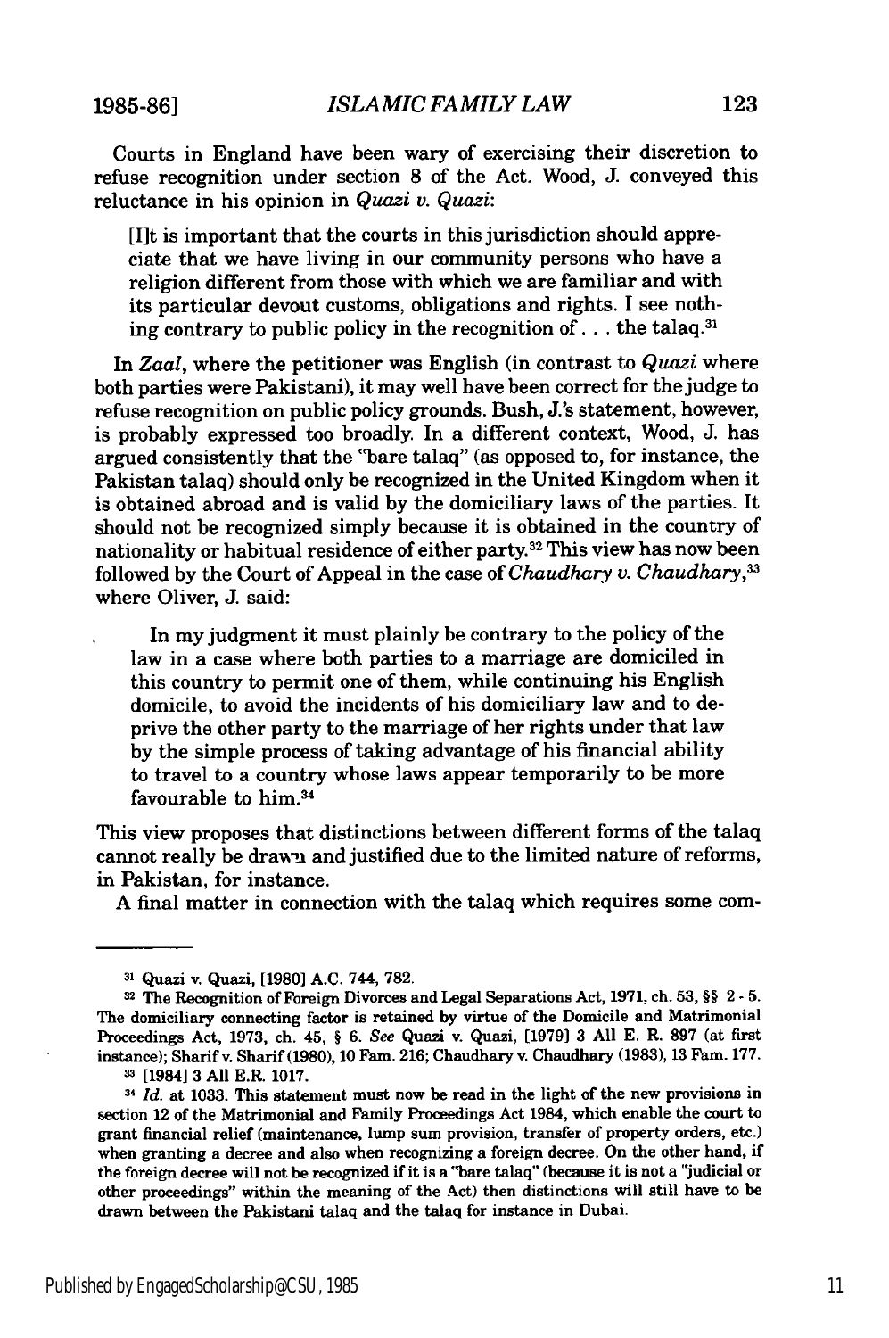Courts in England have been wary of exercising their discretion to refuse recognition under section 8 of the Act. Wood, J. conveyed this reluctance in his opinion in *Quazi v. Quazi*:

> [I]t is important that the courts in this jurisdiction should appreciate that we have living in our community persons who have a religion different from those with which we are familiar and with its particular devout customs, obligations and rights. I see nothing contrary to public policy in the recognition of . . . the talaq.[31]

In *Zaal*, where the petitioner was English (in contrast to *Quazi* where both parties were Pakistani), it may well have been correct for the judge to refuse recognition on public policy grounds. Bush, J.'s statement, however, is probably expressed too broadly. In a different context, Wood, J. has argued consistently that the "bare talaq" (as opposed to, for instance, the Pakistan talaq) should only be recognized in the United Kingdom when it is obtained abroad and is valid by the domiciliary laws of the parties. It should not be recognized simply because it is obtained in the country of nationality or habitual residence of either party.[32] This view has now been followed by the Court of Appeal in the case of *Chaudhary v. Chaudhary*,[33] where Oliver, J. said:

> In my judgment it must plainly be contrary to the policy of the law in a case where both parties to a marriage are domiciled in this country to permit one of them, while continuing his English domicile, to avoid the incidents of his domiciliary law and to deprive the other party to the marriage of her rights under that law by the simple process of taking advantage of his financial ability to travel to a country whose laws appear temporarily to be more favourable to him.[34]

This view proposes that distinctions between different forms of the talaq cannot really be drawn and justified due to the limited nature of reforms, in Pakistan, for instance.

A final matter in connection with the talaq which requires some com-

---

[31] Quazi v. Quazi, [1980] A.C. 744, 782.

[32] The Recognition of Foreign Divorces and Legal Separations Act, 1971, ch. 53, §§ 2 - 5. The domiciliary connecting factor is retained by virtue of the Domicile and Matrimonial Proceedings Act, 1973, ch. 45, § 6. *See* Quazi v. Quazi, [1979] 3 All E. R. 897 (at first instance); Sharif v. Sharif (1980), 10 Fam. 216; Chaudhary v. Chaudhary (1983), 13 Fam. 177.

[33] [1984] 3 All E.R. 1017.

[34] *Id.* at 1033. This statement must now be read in the light of the new provisions in section 12 of the Matrimonial and Family Proceedings Act 1984, which enable the court to grant financial relief (maintenance, lump sum provision, transfer of property orders, etc.) when granting a decree and also when recognizing a foreign decree. On the other hand, if the foreign decree will not be recognized if it is a "bare talaq" (because it is not a "judicial or other proceedings" within the meaning of the Act) then distinctions will still have to be drawn between the Pakistani talaq and the talaq for instance in Dubai.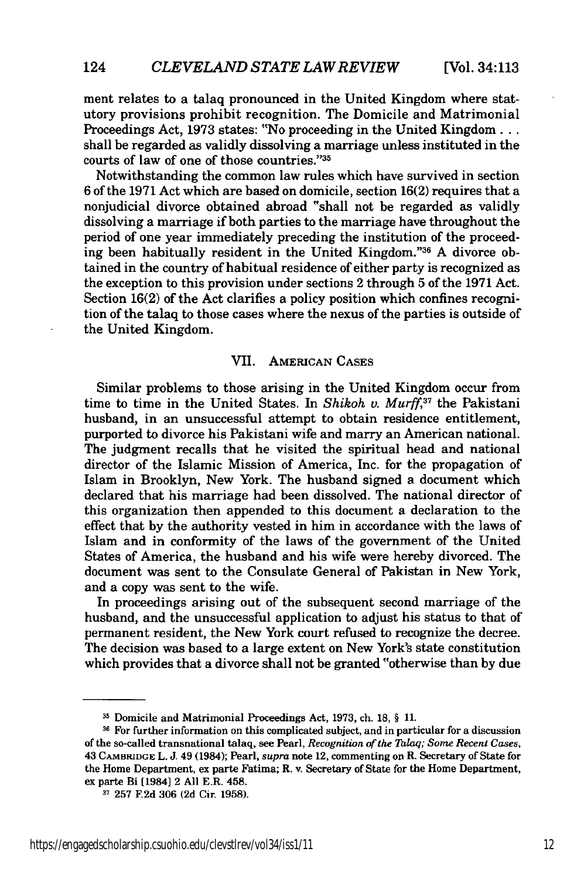ment relates to a talaq pronounced in the United Kingdom where statutory provisions prohibit recognition. The Domicile and Matrimonial Proceedings Act, 1973 states: "No proceeding in the United Kingdom . . . shall be regarded as validly dissolving a marriage unless instituted in the courts of law of one of those countries."[35]

Notwithstanding the common law rules which have survived in section 6 of the 1971 Act which are based on domicile, section 16(2) requires that a nonjudicial divorce obtained abroad "shall not be regarded as validly dissolving a marriage if both parties to the marriage have throughout the period of one year immediately preceding the institution of the proceeding been habitually resident in the United Kingdom."[36] A divorce obtained in the country of habitual residence of either party is recognized as the exception to this provision under sections 2 through 5 of the 1971 Act. Section 16(2) of the Act clarifies a policy position which confines recognition of the talaq to those cases where the nexus of the parties is outside of the United Kingdom.

## VII. American Cases

Similar problems to those arising in the United Kingdom occur from time to time in the United States. In *Shikoh v. Murff*,[37] the Pakistani husband, in an unsuccessful attempt to obtain residence entitlement, purported to divorce his Pakistani wife and marry an American national. The judgment recalls that he visited the spiritual head and national director of the Islamic Mission of America, Inc. for the propagation of Islam in Brooklyn, New York. The husband signed a document which declared that his marriage had been dissolved. The national director of this organization then appended to this document a declaration to the effect that by the authority vested in him in accordance with the laws of Islam and in conformity of the laws of the government of the United States of America, the husband and his wife were hereby divorced. The document was sent to the Consulate General of Pakistan in New York, and a copy was sent to the wife.

In proceedings arising out of the subsequent second marriage of the husband, and the unsuccessful application to adjust his status to that of permanent resident, the New York court refused to recognize the decree. The decision was based to a large extent on New York's state constitution which provides that a divorce shall not be granted "otherwise than by due

---

[35] Domicile and Matrimonial Proceedings Act, 1973, ch. 18, § 11.

[36] For further information on this complicated subject, and in particular for a discussion of the so-called transnational talaq, see Pearl, *Recognition of the Talaq; Some Recent Cases*, 43 Cambridge L. J. 49 (1984); Pearl, *supra* note 12, commenting on R. Secretary of State for the Home Department, ex parte Fatima; R. v. Secretary of State for the Home Department, ex parte Bi [1984] 2 All E.R. 458.

[37] 257 F.2d 306 (2d Cir. 1958).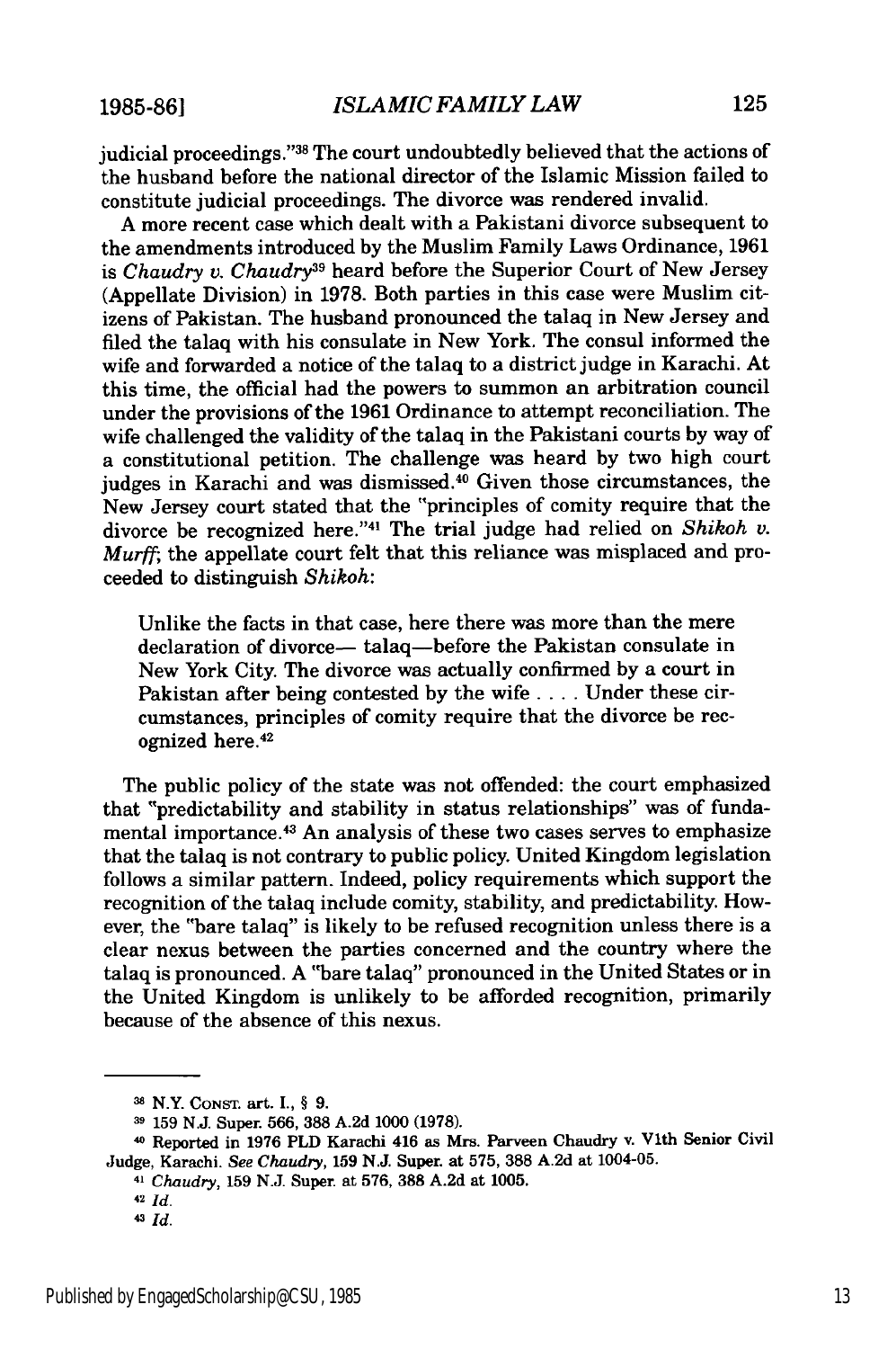judicial proceedings."[38] The court undoubtedly believed that the actions of the husband before the national director of the Islamic Mission failed to constitute judicial proceedings. The divorce was rendered invalid.

A more recent case which dealt with a Pakistani divorce subsequent to the amendments introduced by the Muslim Family Laws Ordinance, 1961 is *Chaudry v. Chaudry*[39] heard before the Superior Court of New Jersey (Appellate Division) in 1978. Both parties in this case were Muslim citizens of Pakistan. The husband pronounced the talaq in New Jersey and filed the talaq with his consulate in New York. The consul informed the wife and forwarded a notice of the talaq to a district judge in Karachi. At this time, the official had the powers to summon an arbitration council under the provisions of the 1961 Ordinance to attempt reconciliation. The wife challenged the validity of the talaq in the Pakistani courts by way of a constitutional petition. The challenge was heard by two high court judges in Karachi and was dismissed.[40] Given those circumstances, the New Jersey court stated that the "principles of comity require that the divorce be recognized here."[41] The trial judge had relied on *Shikoh v. Murff*; the appellate court felt that this reliance was misplaced and proceeded to distinguish *Shikoh*:

> Unlike the facts in that case, here there was more than the mere declaration of divorce— talaq—before the Pakistan consulate in New York City. The divorce was actually confirmed by a court in Pakistan after being contested by the wife . . . . Under these circumstances, principles of comity require that the divorce be recognized here.[42]

The public policy of the state was not offended: the court emphasized that "predictability and stability in status relationships" was of fundamental importance.[43] An analysis of these two cases serves to emphasize that the talaq is not contrary to public policy. United Kingdom legislation follows a similar pattern. Indeed, policy requirements which support the recognition of the talaq include comity, stability, and predictability. However, the "bare talaq" is likely to be refused recognition unless there is a clear nexus between the parties concerned and the country where the talaq is pronounced. A "bare talaq" pronounced in the United States or in the United Kingdom is unlikely to be afforded recognition, primarily because of the absence of this nexus.

---

[38] N.Y. CONST. art. I., § 9.

[39] 159 N.J. Super. 566, 388 A.2d 1000 (1978).

[40] Reported in 1976 PLD Karachi 416 as Mrs. Parveen Chaudry v. VIth Senior Civil Judge, Karachi. *See Chaudry*, 159 N.J. Super. at 575, 388 A.2d at 1004-05.

[41] *Chaudry*, 159 N.J. Super. at 576, 388 A.2d at 1005.

[42] *Id.*

[43] *Id.*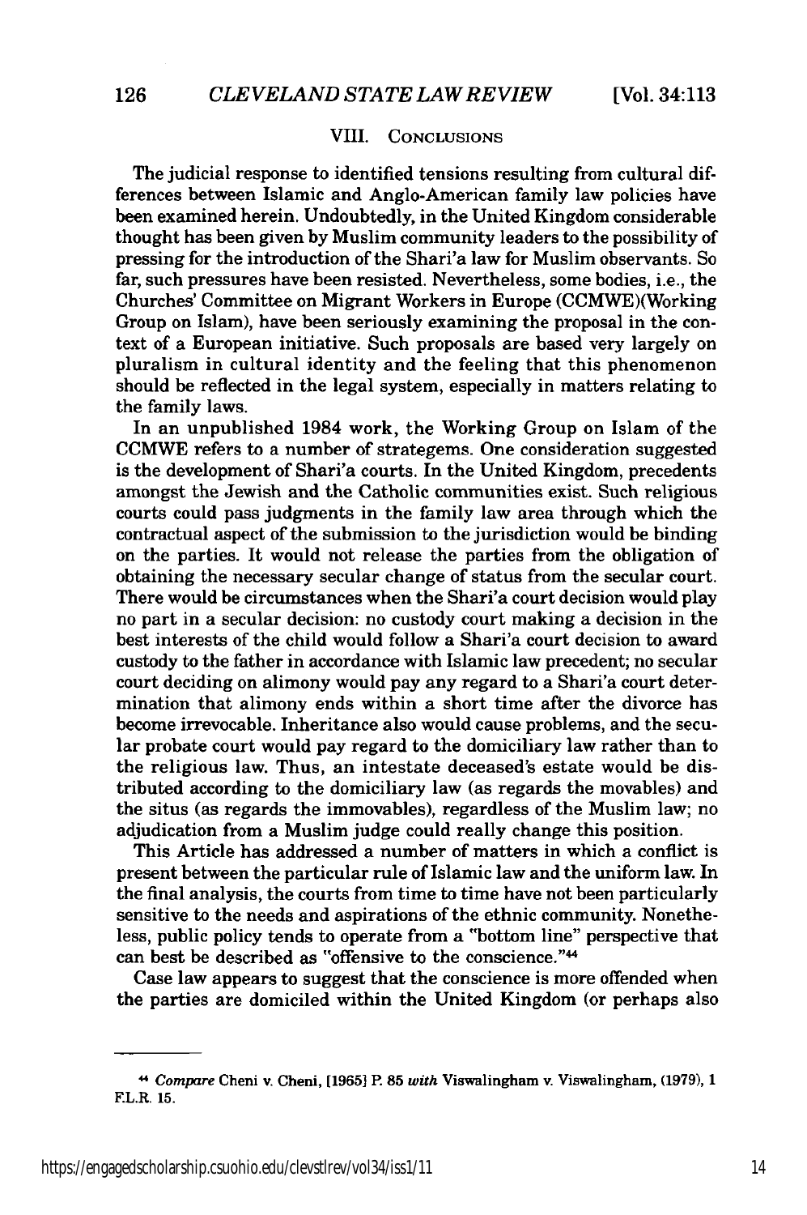## VIII. CONCLUSIONS

The judicial response to identified tensions resulting from cultural differences between Islamic and Anglo-American family law policies have been examined herein. Undoubtedly, in the United Kingdom considerable thought has been given by Muslim community leaders to the possibility of pressing for the introduction of the Shari'a law for Muslim observants. So far, such pressures have been resisted. Nevertheless, some bodies, i.e., the Churches' Committee on Migrant Workers in Europe (CCMWE)(Working Group on Islam), have been seriously examining the proposal in the context of a European initiative. Such proposals are based very largely on pluralism in cultural identity and the feeling that this phenomenon should be reflected in the legal system, especially in matters relating to the family laws.

In an unpublished 1984 work, the Working Group on Islam of the CCMWE refers to a number of strategems. One consideration suggested is the development of Shari'a courts. In the United Kingdom, precedents amongst the Jewish and the Catholic communities exist. Such religious courts could pass judgments in the family law area through which the contractual aspect of the submission to the jurisdiction would be binding on the parties. It would not release the parties from the obligation of obtaining the necessary secular change of status from the secular court. There would be circumstances when the Shari'a court decision would play no part in a secular decision: no custody court making a decision in the best interests of the child would follow a Shari'a court decision to award custody to the father in accordance with Islamic law precedent; no secular court deciding on alimony would pay any regard to a Shari'a court determination that alimony ends within a short time after the divorce has become irrevocable. Inheritance also would cause problems, and the secular probate court would pay regard to the domiciliary law rather than to the religious law. Thus, an intestate deceased's estate would be distributed according to the domiciliary law (as regards the movables) and the situs (as regards the immovables), regardless of the Muslim law; no adjudication from a Muslim judge could really change this position.

This Article has addressed a number of matters in which a conflict is present between the particular rule of Islamic law and the uniform law. In the final analysis, the courts from time to time have not been particularly sensitive to the needs and aspirations of the ethnic community. Nonetheless, public policy tends to operate from a "bottom line" perspective that can best be described as "offensive to the conscience."[44]

Case law appears to suggest that the conscience is more offended when the parties are domiciled within the United Kingdom (or perhaps also

---

[44] *Compare* Cheni v. Cheni, [1965] P. 85 *with* Viswalingham v. Viswalingham, (1979), 1 F.L.R. 15.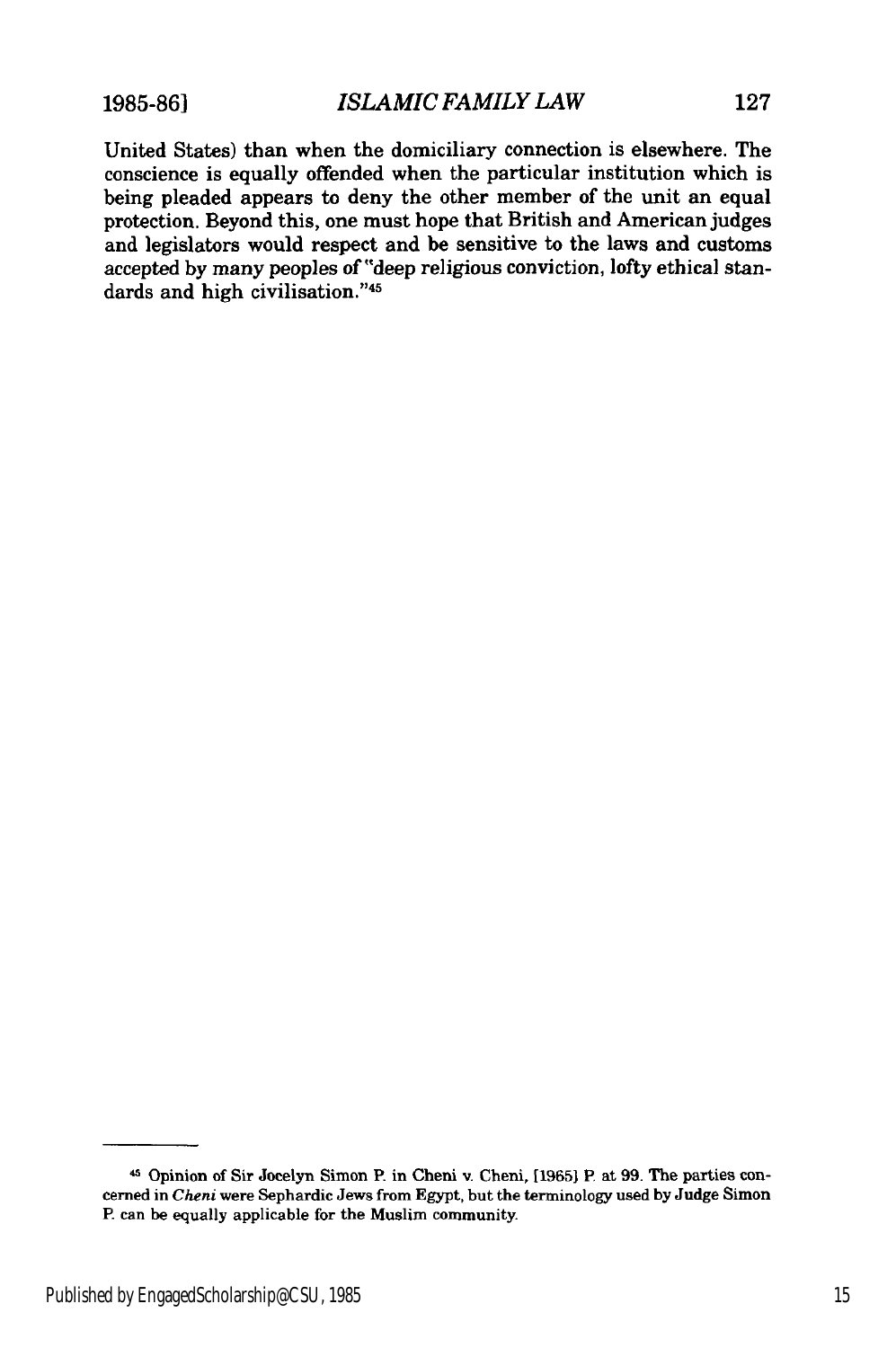United States) than when the domiciliary connection is elsewhere. The conscience is equally offended when the particular institution which is being pleaded appears to deny the other member of the unit an equal protection. Beyond this, one must hope that British and American judges and legislators would respect and be sensitive to the laws and customs accepted by many peoples of "deep religious conviction, lofty ethical standards and high civilisation."[45]

---

[45] Opinion of Sir Jocelyn Simon P. in Cheni v. Cheni, [1965] P. at 99. The parties concerned in *Cheni* were Sephardic Jews from Egypt, but the terminology used by Judge Simon P. can be equally applicable for the Muslim community.